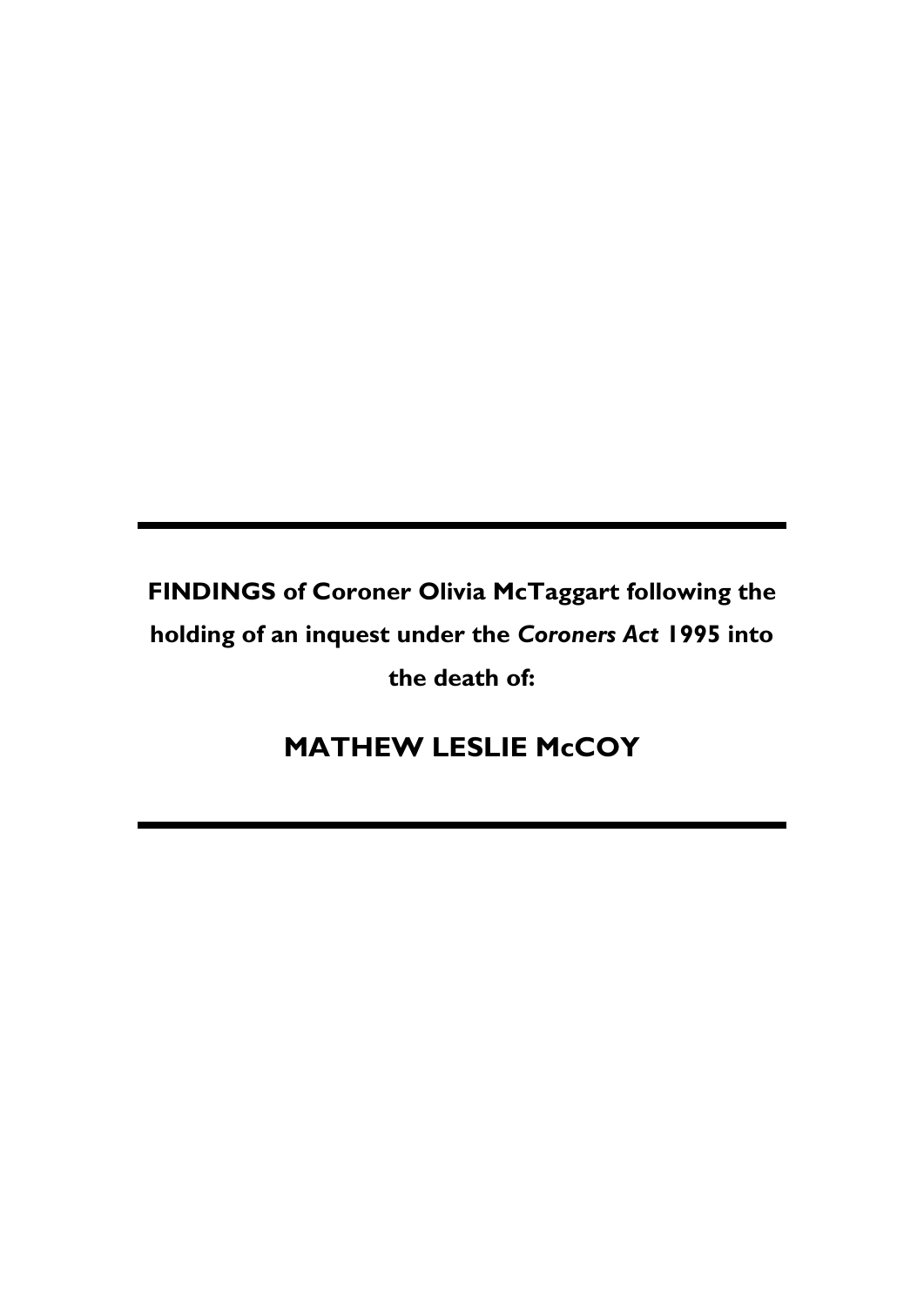---

**FINDINGS of Coroner Olivia McTaggart following the holding of an inquest under the *Coroners Act* 1995 into the death of:**

# MATHEW LESLIE McCOY

---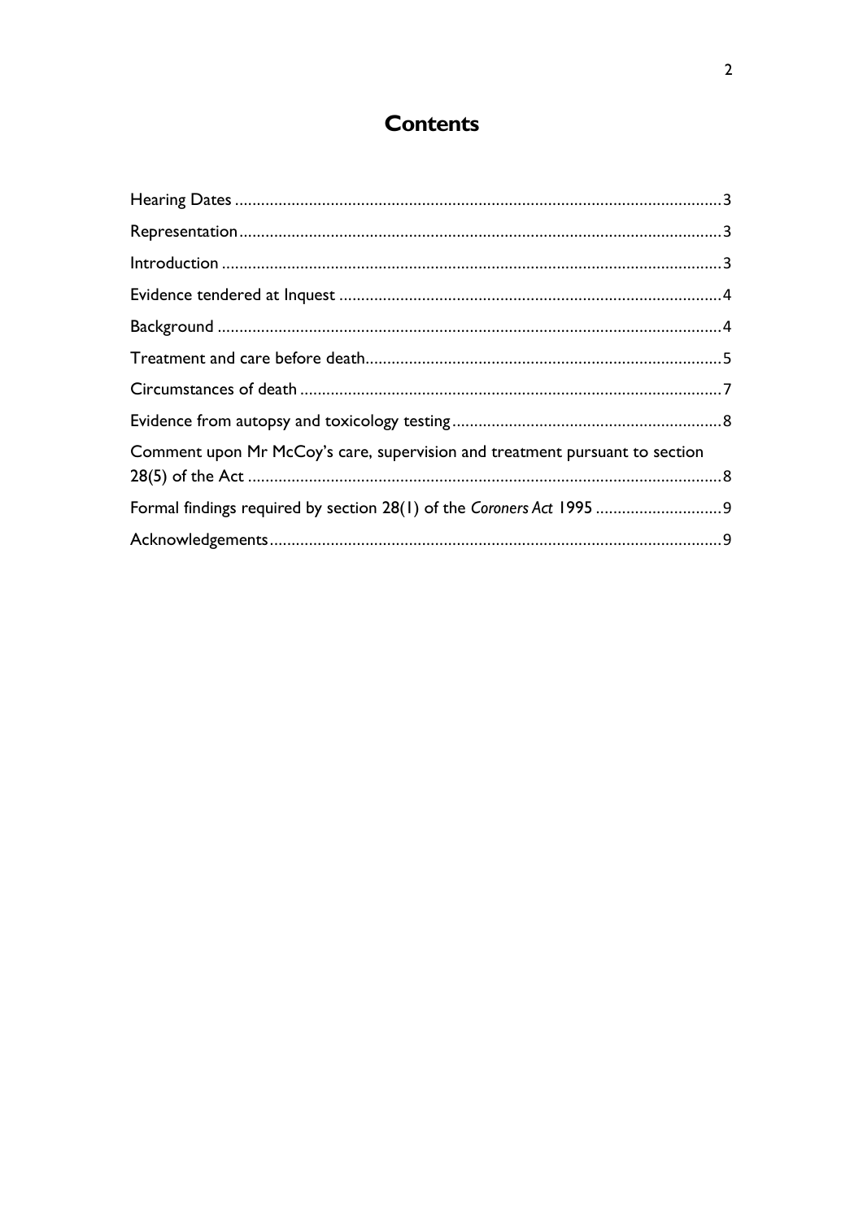# Contents

Hearing Dates ............................................................................................................3

Representation ............................................................................................................3

Introduction ............................................................................................................3

Evidence tendered at Inquest ............................................................................................................4

Background ............................................................................................................4

Treatment and care before death ............................................................................................................5

Circumstances of death ............................................................................................................7

Evidence from autopsy and toxicology testing ............................................................................................................8

Comment upon Mr McCoy's care, supervision and treatment pursuant to section 28(5) of the Act ............................................................................................................8

Formal findings required by section 28(1) of the *Coroners Act* 1995 ............................................................................................................9

Acknowledgements ............................................................................................................9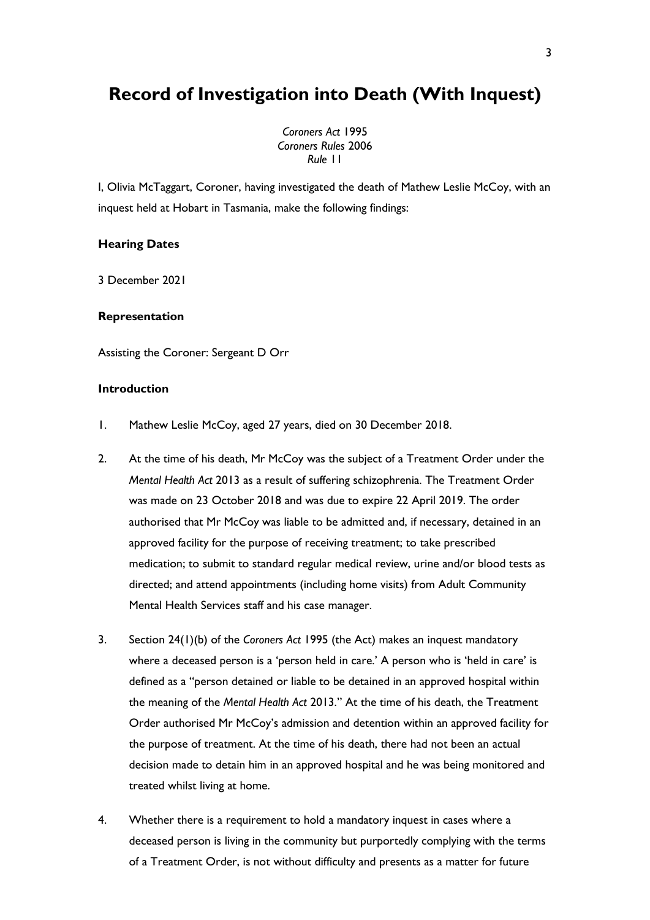# Record of Investigation into Death (With Inquest)

*Coroners Act* 1995
*Coroners Rules* 2006
*Rule* 11

I, Olivia McTaggart, Coroner, having investigated the death of Mathew Leslie McCoy, with an inquest held at Hobart in Tasmania, make the following findings:

**Hearing Dates**

3 December 2021

**Representation**

Assisting the Coroner: Sergeant D Orr

**Introduction**

1. Mathew Leslie McCoy, aged 27 years, died on 30 December 2018.

2. At the time of his death, Mr McCoy was the subject of a Treatment Order under the *Mental Health Act* 2013 as a result of suffering schizophrenia. The Treatment Order was made on 23 October 2018 and was due to expire 22 April 2019. The order authorised that Mr McCoy was liable to be admitted and, if necessary, detained in an approved facility for the purpose of receiving treatment; to take prescribed medication; to submit to standard regular medical review, urine and/or blood tests as directed; and attend appointments (including home visits) from Adult Community Mental Health Services staff and his case manager.

3. Section 24(1)(b) of the *Coroners Act* 1995 (the Act) makes an inquest mandatory where a deceased person is a 'person held in care.' A person who is 'held in care' is defined as a "person detained or liable to be detained in an approved hospital within the meaning of the *Mental Health Act* 2013." At the time of his death, the Treatment Order authorised Mr McCoy's admission and detention within an approved facility for the purpose of treatment. At the time of his death, there had not been an actual decision made to detain him in an approved hospital and he was being monitored and treated whilst living at home.

4. Whether there is a requirement to hold a mandatory inquest in cases where a deceased person is living in the community but purportedly complying with the terms of a Treatment Order, is not without difficulty and presents as a matter for future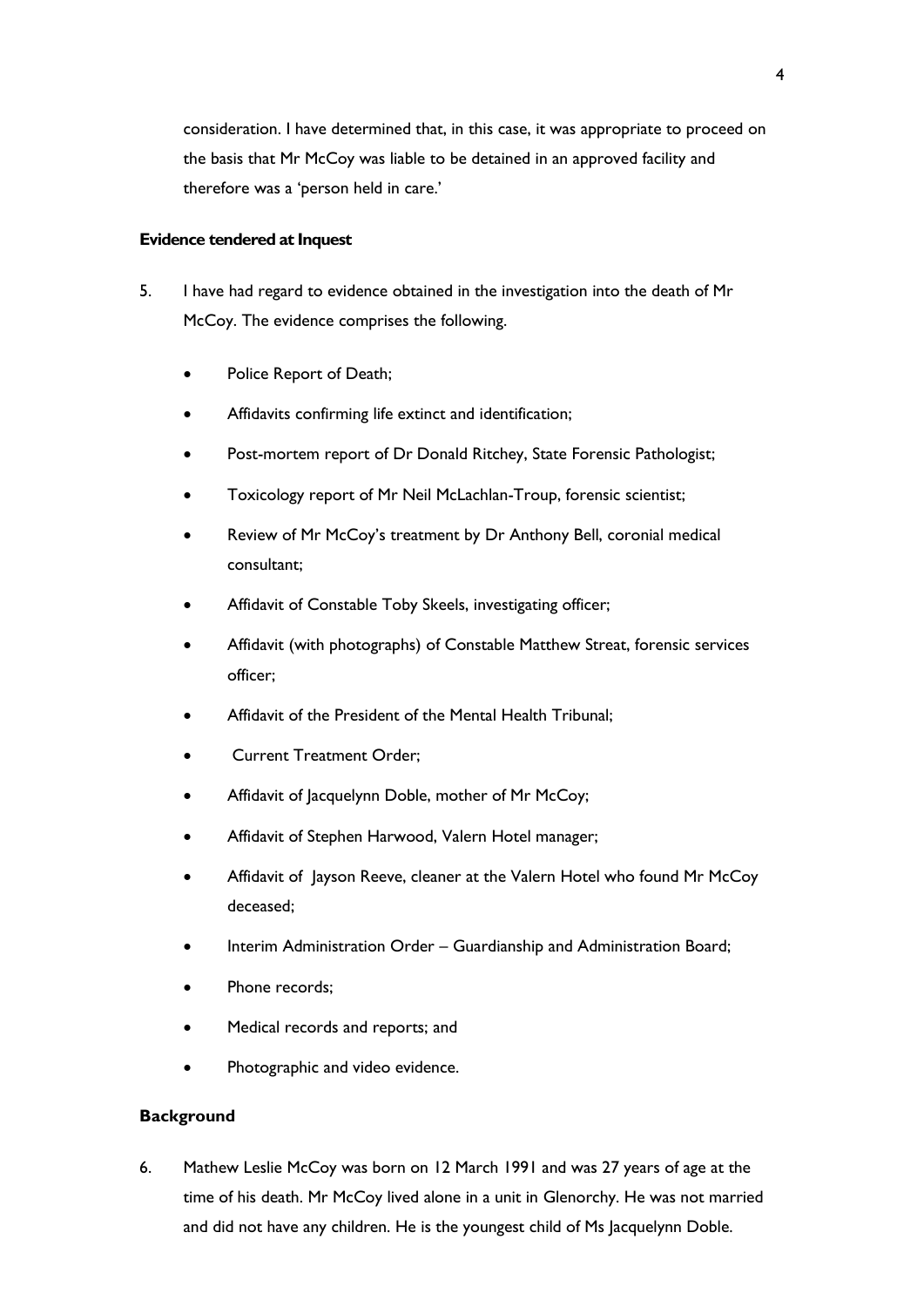consideration. I have determined that, in this case, it was appropriate to proceed on the basis that Mr McCoy was liable to be detained in an approved facility and therefore was a 'person held in care.'

**Evidence tendered at Inquest**

5. I have had regard to evidence obtained in the investigation into the death of Mr McCoy. The evidence comprises the following.

    - Police Report of Death;
    - Affidavits confirming life extinct and identification;
    - Post-mortem report of Dr Donald Ritchey, State Forensic Pathologist;
    - Toxicology report of Mr Neil McLachlan-Troup, forensic scientist;
    - Review of Mr McCoy's treatment by Dr Anthony Bell, coronial medical consultant;
    - Affidavit of Constable Toby Skeels, investigating officer;
    - Affidavit (with photographs) of Constable Matthew Streat, forensic services officer;
    - Affidavit of the President of the Mental Health Tribunal;
    - Current Treatment Order;
    - Affidavit of Jacquelynn Doble, mother of Mr McCoy;
    - Affidavit of Stephen Harwood, Valern Hotel manager;
    - Affidavit of Jayson Reeve, cleaner at the Valern Hotel who found Mr McCoy deceased;
    - Interim Administration Order – Guardianship and Administration Board;
    - Phone records;
    - Medical records and reports; and
    - Photographic and video evidence.

**Background**

6. Mathew Leslie McCoy was born on 12 March 1991 and was 27 years of age at the time of his death. Mr McCoy lived alone in a unit in Glenorchy. He was not married and did not have any children. He is the youngest child of Ms Jacquelynn Doble.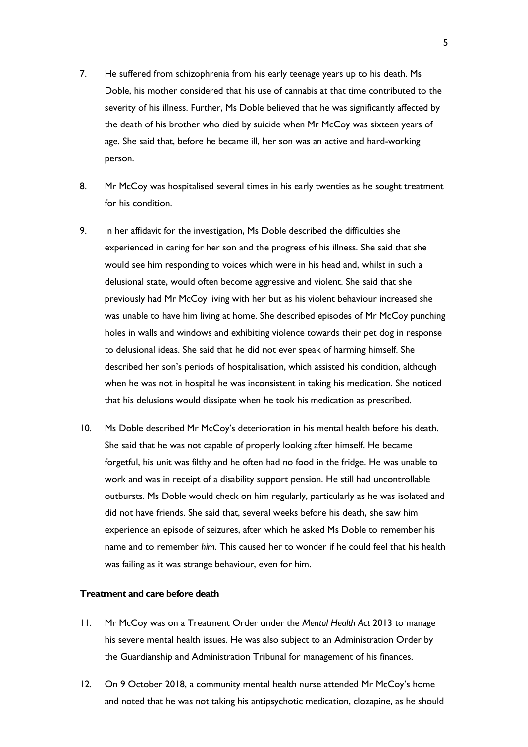7. He suffered from schizophrenia from his early teenage years up to his death. Ms Doble, his mother considered that his use of cannabis at that time contributed to the severity of his illness. Further, Ms Doble believed that he was significantly affected by the death of his brother who died by suicide when Mr McCoy was sixteen years of age. She said that, before he became ill, her son was an active and hard-working person.

8. Mr McCoy was hospitalised several times in his early twenties as he sought treatment for his condition.

9. In her affidavit for the investigation, Ms Doble described the difficulties she experienced in caring for her son and the progress of his illness. She said that she would see him responding to voices which were in his head and, whilst in such a delusional state, would often become aggressive and violent. She said that she previously had Mr McCoy living with her but as his violent behaviour increased she was unable to have him living at home. She described episodes of Mr McCoy punching holes in walls and windows and exhibiting violence towards their pet dog in response to delusional ideas. She said that he did not ever speak of harming himself. She described her son's periods of hospitalisation, which assisted his condition, although when he was not in hospital he was inconsistent in taking his medication. She noticed that his delusions would dissipate when he took his medication as prescribed.

10. Ms Doble described Mr McCoy's deterioration in his mental health before his death. She said that he was not capable of properly looking after himself. He became forgetful, his unit was filthy and he often had no food in the fridge. He was unable to work and was in receipt of a disability support pension. He still had uncontrollable outbursts. Ms Doble would check on him regularly, particularly as he was isolated and did not have friends. She said that, several weeks before his death, she saw him experience an episode of seizures, after which he asked Ms Doble to remember his name and to remember *him*. This caused her to wonder if he could feel that his health was failing as it was strange behaviour, even for him.

## Treatment and care before death

11. Mr McCoy was on a Treatment Order under the *Mental Health Act* 2013 to manage his severe mental health issues. He was also subject to an Administration Order by the Guardianship and Administration Tribunal for management of his finances.

12. On 9 October 2018, a community mental health nurse attended Mr McCoy's home and noted that he was not taking his antipsychotic medication, clozapine, as he should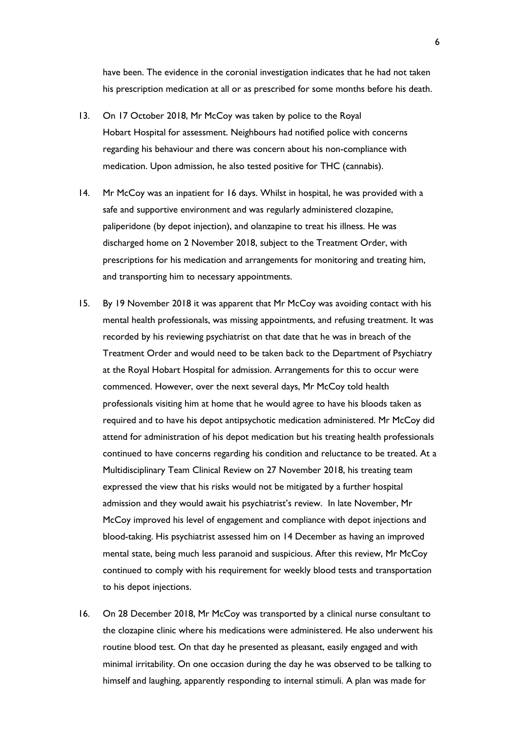have been. The evidence in the coronial investigation indicates that he had not taken his prescription medication at all or as prescribed for some months before his death.

13. On 17 October 2018, Mr McCoy was taken by police to the Royal Hobart Hospital for assessment. Neighbours had notified police with concerns regarding his behaviour and there was concern about his non-compliance with medication. Upon admission, he also tested positive for THC (cannabis).

14. Mr McCoy was an inpatient for 16 days. Whilst in hospital, he was provided with a safe and supportive environment and was regularly administered clozapine, paliperidone (by depot injection), and olanzapine to treat his illness. He was discharged home on 2 November 2018, subject to the Treatment Order, with prescriptions for his medication and arrangements for monitoring and treating him, and transporting him to necessary appointments.

15. By 19 November 2018 it was apparent that Mr McCoy was avoiding contact with his mental health professionals, was missing appointments, and refusing treatment. It was recorded by his reviewing psychiatrist on that date that he was in breach of the Treatment Order and would need to be taken back to the Department of Psychiatry at the Royal Hobart Hospital for admission. Arrangements for this to occur were commenced. However, over the next several days, Mr McCoy told health professionals visiting him at home that he would agree to have his bloods taken as required and to have his depot antipsychotic medication administered. Mr McCoy did attend for administration of his depot medication but his treating health professionals continued to have concerns regarding his condition and reluctance to be treated. At a Multidisciplinary Team Clinical Review on 27 November 2018, his treating team expressed the view that his risks would not be mitigated by a further hospital admission and they would await his psychiatrist's review. In late November, Mr McCoy improved his level of engagement and compliance with depot injections and blood-taking. His psychiatrist assessed him on 14 December as having an improved mental state, being much less paranoid and suspicious. After this review, Mr McCoy continued to comply with his requirement for weekly blood tests and transportation to his depot injections.

16. On 28 December 2018, Mr McCoy was transported by a clinical nurse consultant to the clozapine clinic where his medications were administered. He also underwent his routine blood test. On that day he presented as pleasant, easily engaged and with minimal irritability. On one occasion during the day he was observed to be talking to himself and laughing, apparently responding to internal stimuli. A plan was made for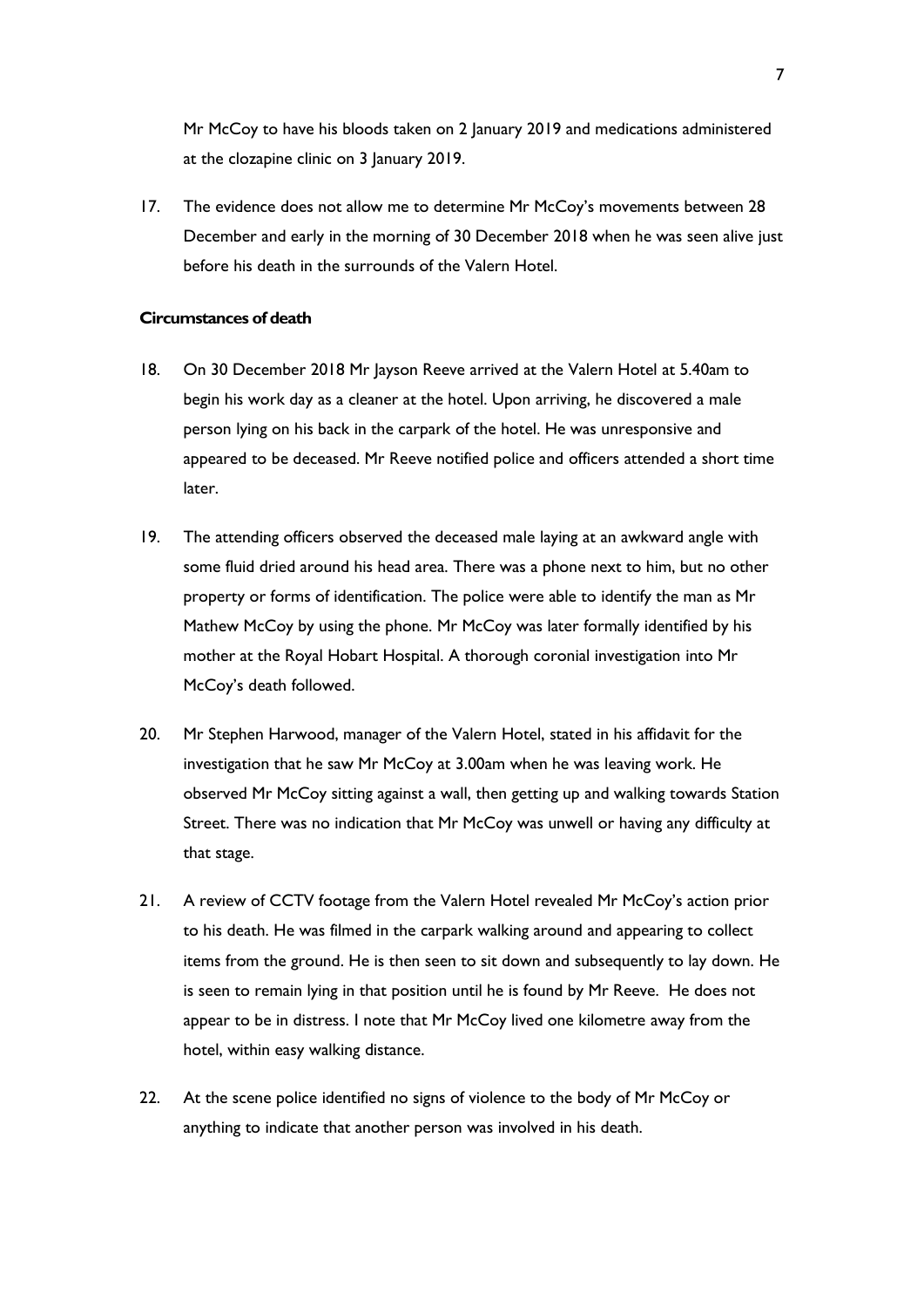Mr McCoy to have his bloods taken on 2 January 2019 and medications administered at the clozapine clinic on 3 January 2019.

17. The evidence does not allow me to determine Mr McCoy's movements between 28 December and early in the morning of 30 December 2018 when he was seen alive just before his death in the surrounds of the Valern Hotel.

**Circumstances of death**

18. On 30 December 2018 Mr Jayson Reeve arrived at the Valern Hotel at 5.40am to begin his work day as a cleaner at the hotel. Upon arriving, he discovered a male person lying on his back in the carpark of the hotel. He was unresponsive and appeared to be deceased. Mr Reeve notified police and officers attended a short time later.

19. The attending officers observed the deceased male laying at an awkward angle with some fluid dried around his head area. There was a phone next to him, but no other property or forms of identification. The police were able to identify the man as Mr Mathew McCoy by using the phone. Mr McCoy was later formally identified by his mother at the Royal Hobart Hospital. A thorough coronial investigation into Mr McCoy's death followed.

20. Mr Stephen Harwood, manager of the Valern Hotel, stated in his affidavit for the investigation that he saw Mr McCoy at 3.00am when he was leaving work. He observed Mr McCoy sitting against a wall, then getting up and walking towards Station Street. There was no indication that Mr McCoy was unwell or having any difficulty at that stage.

21. A review of CCTV footage from the Valern Hotel revealed Mr McCoy's action prior to his death. He was filmed in the carpark walking around and appearing to collect items from the ground. He is then seen to sit down and subsequently to lay down. He is seen to remain lying in that position until he is found by Mr Reeve. He does not appear to be in distress. I note that Mr McCoy lived one kilometre away from the hotel, within easy walking distance.

22. At the scene police identified no signs of violence to the body of Mr McCoy or anything to indicate that another person was involved in his death.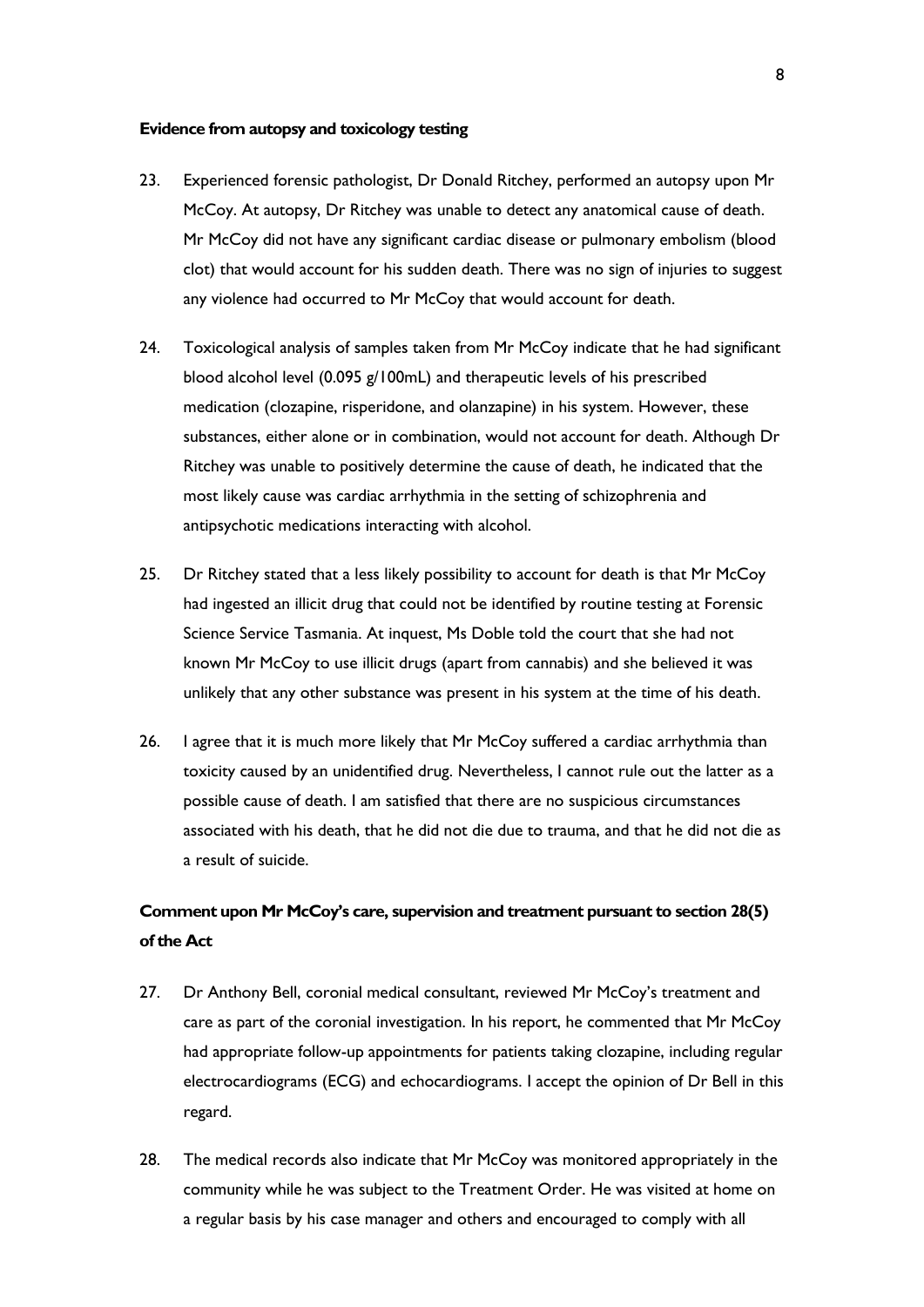**Evidence from autopsy and toxicology testing**

23. Experienced forensic pathologist, Dr Donald Ritchey, performed an autopsy upon Mr McCoy. At autopsy, Dr Ritchey was unable to detect any anatomical cause of death. Mr McCoy did not have any significant cardiac disease or pulmonary embolism (blood clot) that would account for his sudden death. There was no sign of injuries to suggest any violence had occurred to Mr McCoy that would account for death.

24. Toxicological analysis of samples taken from Mr McCoy indicate that he had significant blood alcohol level (0.095 g/100mL) and therapeutic levels of his prescribed medication (clozapine, risperidone, and olanzapine) in his system. However, these substances, either alone or in combination, would not account for death. Although Dr Ritchey was unable to positively determine the cause of death, he indicated that the most likely cause was cardiac arrhythmia in the setting of schizophrenia and antipsychotic medications interacting with alcohol.

25. Dr Ritchey stated that a less likely possibility to account for death is that Mr McCoy had ingested an illicit drug that could not be identified by routine testing at Forensic Science Service Tasmania. At inquest, Ms Doble told the court that she had not known Mr McCoy to use illicit drugs (apart from cannabis) and she believed it was unlikely that any other substance was present in his system at the time of his death.

26. I agree that it is much more likely that Mr McCoy suffered a cardiac arrhythmia than toxicity caused by an unidentified drug. Nevertheless, I cannot rule out the latter as a possible cause of death. I am satisfied that there are no suspicious circumstances associated with his death, that he did not die due to trauma, and that he did not die as a result of suicide.

**Comment upon Mr McCoy's care, supervision and treatment pursuant to section 28(5) of the Act**

27. Dr Anthony Bell, coronial medical consultant, reviewed Mr McCoy's treatment and care as part of the coronial investigation. In his report, he commented that Mr McCoy had appropriate follow-up appointments for patients taking clozapine, including regular electrocardiograms (ECG) and echocardiograms. I accept the opinion of Dr Bell in this regard.

28. The medical records also indicate that Mr McCoy was monitored appropriately in the community while he was subject to the Treatment Order. He was visited at home on a regular basis by his case manager and others and encouraged to comply with all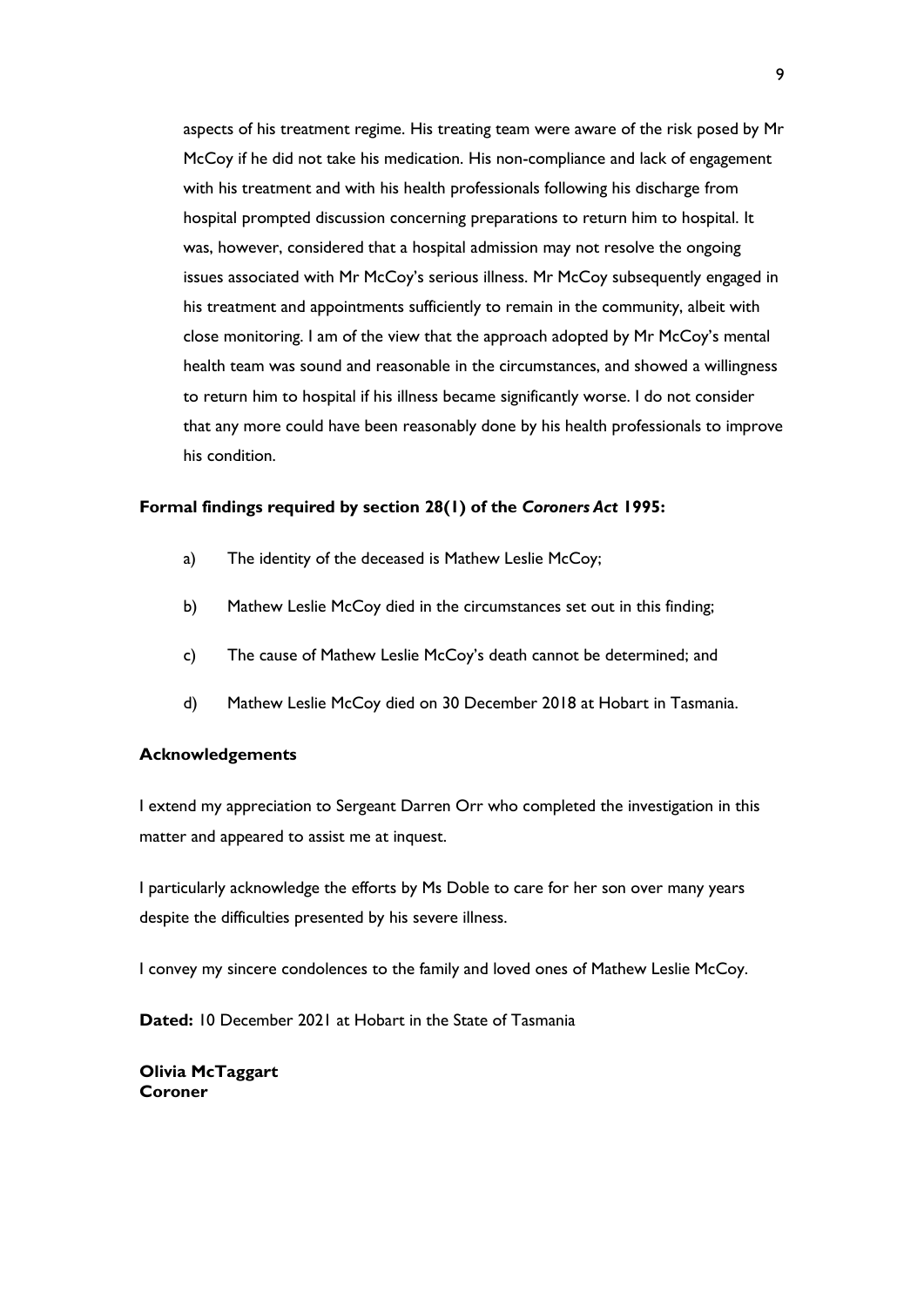aspects of his treatment regime. His treating team were aware of the risk posed by Mr McCoy if he did not take his medication. His non-compliance and lack of engagement with his treatment and with his health professionals following his discharge from hospital prompted discussion concerning preparations to return him to hospital. It was, however, considered that a hospital admission may not resolve the ongoing issues associated with Mr McCoy's serious illness. Mr McCoy subsequently engaged in his treatment and appointments sufficiently to remain in the community, albeit with close monitoring. I am of the view that the approach adopted by Mr McCoy's mental health team was sound and reasonable in the circumstances, and showed a willingness to return him to hospital if his illness became significantly worse. I do not consider that any more could have been reasonably done by his health professionals to improve his condition.

**Formal findings required by section 28(1) of the *Coroners Act* 1995:**

a) The identity of the deceased is Mathew Leslie McCoy;

b) Mathew Leslie McCoy died in the circumstances set out in this finding;

c) The cause of Mathew Leslie McCoy's death cannot be determined; and

d) Mathew Leslie McCoy died on 30 December 2018 at Hobart in Tasmania.

**Acknowledgements**

I extend my appreciation to Sergeant Darren Orr who completed the investigation in this matter and appeared to assist me at inquest.

I particularly acknowledge the efforts by Ms Doble to care for her son over many years despite the difficulties presented by his severe illness.

I convey my sincere condolences to the family and loved ones of Mathew Leslie McCoy.

**Dated:** 10 December 2021 at Hobart in the State of Tasmania

**Olivia McTaggart**
**Coroner**